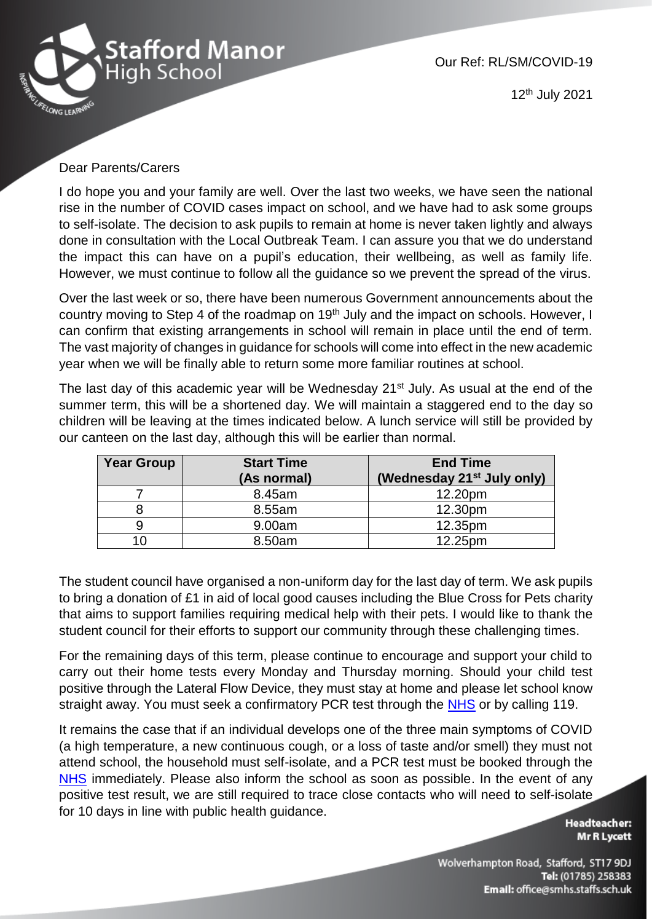Stafford Manor High School

Our Ref: RL/SM/COVID-19

12th July 2021

Dear Parents/Carers

I do hope you and your family are well. Over the last two weeks, we have seen the national rise in the number of COVID cases impact on school, and we have had to ask some groups to self-isolate. The decision to ask pupils to remain at home is never taken lightly and always done in consultation with the Local Outbreak Team. I can assure you that we do understand the impact this can have on a pupil's education, their wellbeing, as well as family life. However, we must continue to follow all the guidance so we prevent the spread of the virus.

Over the last week or so, there have been numerous Government announcements about the country moving to Step 4 of the roadmap on 19th July and the impact on schools. However, I can confirm that existing arrangements in school will remain in place until the end of term. The vast majority of changes in guidance for schools will come into effect in the new academic year when we will be finally able to return some more familiar routines at school.

The last day of this academic year will be Wednesday 21st July. As usual at the end of the summer term, this will be a shortened day. We will maintain a staggered end to the day so children will be leaving at the times indicated below. A lunch service will still be provided by our canteen on the last day, although this will be earlier than normal.

| Year Group | Start Time (As normal) | End Time (Wednesday 21st July only) |
|---|---|---|
| 7 | 8.45am | 12.20pm |
| 8 | 8.55am | 12.30pm |
| 9 | 9.00am | 12.35pm |
| 10 | 8.50am | 12.25pm |

The student council have organised a non-uniform day for the last day of term. We ask pupils to bring a donation of £1 in aid of local good causes including the Blue Cross for Pets charity that aims to support families requiring medical help with their pets. I would like to thank the student council for their efforts to support our community through these challenging times.

For the remaining days of this term, please continue to encourage and support your child to carry out their home tests every Monday and Thursday morning. Should your child test positive through the Lateral Flow Device, they must stay at home and please let school know straight away. You must seek a confirmatory PCR test through the NHS or by calling 119.

It remains the case that if an individual develops one of the three main symptoms of COVID (a high temperature, a new continuous cough, or a loss of taste and/or smell) they must not attend school, the household must self-isolate, and a PCR test must be booked through the NHS immediately. Please also inform the school as soon as possible. In the event of any positive test result, we are still required to trace close contacts who will need to self-isolate for 10 days in line with public health guidance.

**Headteacher:** Mr R Lycett

Wolverhampton Road, Stafford, ST17 9DJ
**Tel:** (01785) 258383
**Email:** office@smhs.staffs.sch.uk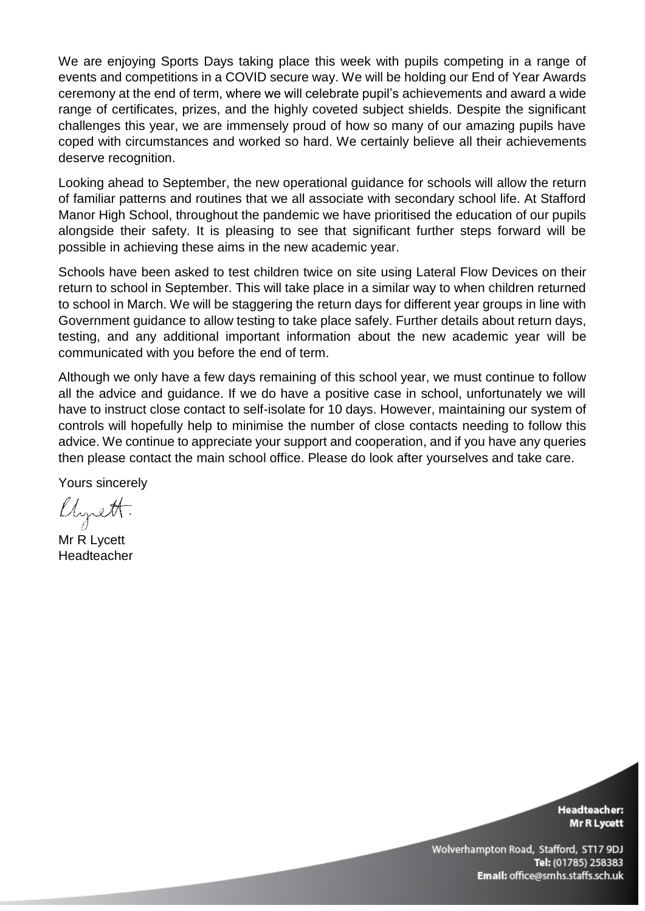We are enjoying Sports Days taking place this week with pupils competing in a range of events and competitions in a COVID secure way. We will be holding our End of Year Awards ceremony at the end of term, where we will celebrate pupil's achievements and award a wide range of certificates, prizes, and the highly coveted subject shields. Despite the significant challenges this year, we are immensely proud of how so many of our amazing pupils have coped with circumstances and worked so hard. We certainly believe all their achievements deserve recognition.

Looking ahead to September, the new operational guidance for schools will allow the return of familiar patterns and routines that we all associate with secondary school life. At Stafford Manor High School, throughout the pandemic we have prioritised the education of our pupils alongside their safety. It is pleasing to see that significant further steps forward will be possible in achieving these aims in the new academic year.

Schools have been asked to test children twice on site using Lateral Flow Devices on their return to school in September. This will take place in a similar way to when children returned to school in March. We will be staggering the return days for different year groups in line with Government guidance to allow testing to take place safely. Further details about return days, testing, and any additional important information about the new academic year will be communicated with you before the end of term.

Although we only have a few days remaining of this school year, we must continue to follow all the advice and guidance. If we do have a positive case in school, unfortunately we will have to instruct close contact to self-isolate for 10 days. However, maintaining our system of controls will hopefully help to minimise the number of close contacts needing to follow this advice. We continue to appreciate your support and cooperation, and if you have any queries then please contact the main school office. Please do look after yourselves and take care.

Yours sincerely

Mr R Lycett
Headteacher

**Headteacher:**
**Mr R Lycett**

Wolverhampton Road, Stafford, ST17 9DJ
**Tel:** (01785) 258383
**Email:** office@smhs.staffs.sch.uk